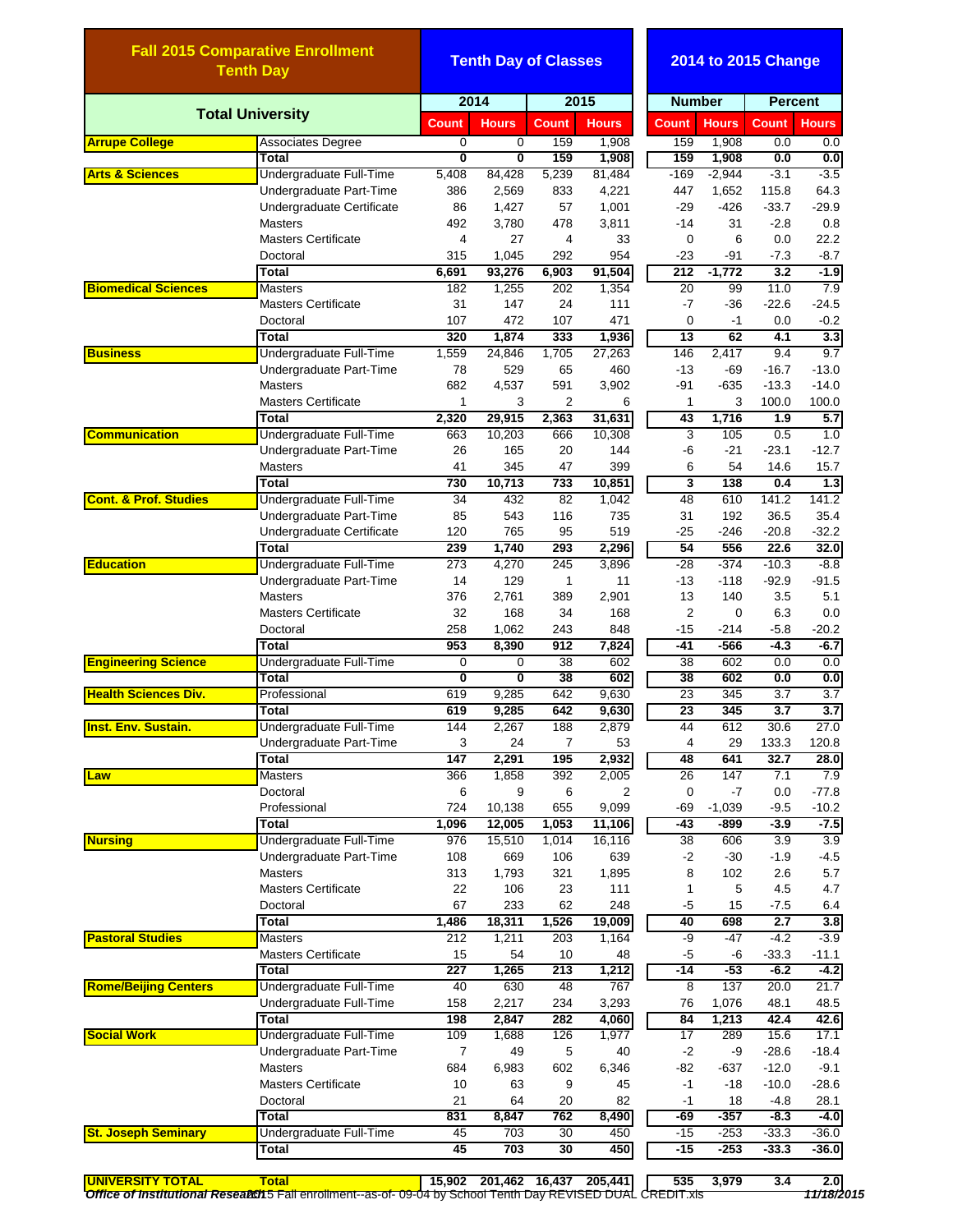| Fall 2015 Comparative Enrollment Tenth Day | | Tenth Day of Classes | | | | 2014 to 2015 Change | | | |
|---|---|---|---|---|---|---|---|---|---|
| Total University | | 2014 | | 2015 | | Number | | Percent | |
| | | Count | Hours | Count | Hours | Count | Hours | Count | Hours |
| Arrupe College | Associates Degree | 0 | 0 | 159 | 1,908 | 159 | 1,908 | 0.0 | 0.0 |
| | **Total** | **0** | **0** | **159** | **1,908** | **159** | **1,908** | **0.0** | **0.0** |
| Arts & Sciences | Undergraduate Full-Time | 5,408 | 84,428 | 5,239 | 81,484 | -169 | -2,944 | -3.1 | -3.5 |
| | Undergraduate Part-Time | 386 | 2,569 | 833 | 4,221 | 447 | 1,652 | 115.8 | 64.3 |
| | Undergraduate Certificate | 86 | 1,427 | 57 | 1,001 | -29 | -426 | -33.7 | -29.9 |
| | Masters | 492 | 3,780 | 478 | 3,811 | -14 | 31 | -2.8 | 0.8 |
| | Masters Certificate | 4 | 27 | 4 | 33 | 0 | 6 | 0.0 | 22.2 |
| | Doctoral | 315 | 1,045 | 292 | 954 | -23 | -91 | -7.3 | -8.7 |
| | **Total** | **6,691** | **93,276** | **6,903** | **91,504** | **212** | **-1,772** | **3.2** | **-1.9** |
| Biomedical Sciences | Masters | 182 | 1,255 | 202 | 1,354 | 20 | 99 | 11.0 | 7.9 |
| | Masters Certificate | 31 | 147 | 24 | 111 | -7 | -36 | -22.6 | -24.5 |
| | Doctoral | 107 | 472 | 107 | 471 | 0 | -1 | 0.0 | -0.2 |
| | **Total** | **320** | **1,874** | **333** | **1,936** | **13** | **62** | **4.1** | **3.3** |
| Business | Undergraduate Full-Time | 1,559 | 24,846 | 1,705 | 27,263 | 146 | 2,417 | 9.4 | 9.7 |
| | Undergraduate Part-Time | 78 | 529 | 65 | 460 | -13 | -69 | -16.7 | -13.0 |
| | Masters | 682 | 4,537 | 591 | 3,902 | -91 | -635 | -13.3 | -14.0 |
| | Masters Certificate | 1 | 3 | 2 | 6 | 1 | 3 | 100.0 | 100.0 |
| | **Total** | **2,320** | **29,915** | **2,363** | **31,631** | **43** | **1,716** | **1.9** | **5.7** |
| Communication | Undergraduate Full-Time | 663 | 10,203 | 666 | 10,308 | 3 | 105 | 0.5 | 1.0 |
| | Undergraduate Part-Time | 26 | 165 | 20 | 144 | -6 | -21 | -23.1 | -12.7 |
| | Masters | 41 | 345 | 47 | 399 | 6 | 54 | 14.6 | 15.7 |
| | **Total** | **730** | **10,713** | **733** | **10,851** | **3** | **138** | **0.4** | **1.3** |
| Cont. & Prof. Studies | Undergraduate Full-Time | 34 | 432 | 82 | 1,042 | 48 | 610 | 141.2 | 141.2 |
| | Undergraduate Part-Time | 85 | 543 | 116 | 735 | 31 | 192 | 36.5 | 35.4 |
| | Undergraduate Certificate | 120 | 765 | 95 | 519 | -25 | -246 | -20.8 | -32.2 |
| | **Total** | **239** | **1,740** | **293** | **2,296** | **54** | **556** | **22.6** | **32.0** |
| Education | Undergraduate Full-Time | 273 | 4,270 | 245 | 3,896 | -28 | -374 | -10.3 | -8.8 |
| | Undergraduate Part-Time | 14 | 129 | 1 | 11 | -13 | -118 | -92.9 | -91.5 |
| | Masters | 376 | 2,761 | 389 | 2,901 | 13 | 140 | 3.5 | 5.1 |
| | Masters Certificate | 32 | 168 | 34 | 168 | 2 | 0 | 6.3 | 0.0 |
| | Doctoral | 258 | 1,062 | 243 | 848 | -15 | -214 | -5.8 | -20.2 |
| | **Total** | **953** | **8,390** | **912** | **7,824** | **-41** | **-566** | **-4.3** | **-6.7** |
| Engineering Science | Undergraduate Full-Time | 0 | 0 | 38 | 602 | 38 | 602 | 0.0 | 0.0 |
| | **Total** | **0** | **0** | **38** | **602** | **38** | **602** | **0.0** | **0.0** |
| Health Sciences Div. | Professional | 619 | 9,285 | 642 | 9,630 | 23 | 345 | 3.7 | 3.7 |
| | **Total** | **619** | **9,285** | **642** | **9,630** | **23** | **345** | **3.7** | **3.7** |
| Inst. Env. Sustain. | Undergraduate Full-Time | 144 | 2,267 | 188 | 2,879 | 44 | 612 | 30.6 | 27.0 |
| | Undergraduate Part-Time | 3 | 24 | 7 | 53 | 4 | 29 | 133.3 | 120.8 |
| | **Total** | **147** | **2,291** | **195** | **2,932** | **48** | **641** | **32.7** | **28.0** |
| Law | Masters | 366 | 1,858 | 392 | 2,005 | 26 | 147 | 7.1 | 7.9 |
| | Doctoral | 6 | 9 | 6 | 2 | 0 | -7 | 0.0 | -77.8 |
| | Professional | 724 | 10,138 | 655 | 9,099 | -69 | -1,039 | -9.5 | -10.2 |
| | **Total** | **1,096** | **12,005** | **1,053** | **11,106** | **-43** | **-899** | **-3.9** | **-7.5** |
| Nursing | Undergraduate Full-Time | 976 | 15,510 | 1,014 | 16,116 | 38 | 606 | 3.9 | 3.9 |
| | Undergraduate Part-Time | 108 | 669 | 106 | 639 | -2 | -30 | -1.9 | -4.5 |
| | Masters | 313 | 1,793 | 321 | 1,895 | 8 | 102 | 2.6 | 5.7 |
| | Masters Certificate | 22 | 106 | 23 | 111 | 1 | 5 | 4.5 | 4.7 |
| | Doctoral | 67 | 233 | 62 | 248 | -5 | 15 | -7.5 | 6.4 |
| | **Total** | **1,486** | **18,311** | **1,526** | **19,009** | **40** | **698** | **2.7** | **3.8** |
| Pastoral Studies | Masters | 212 | 1,211 | 203 | 1,164 | -9 | -47 | -4.2 | -3.9 |
| | Masters Certificate | 15 | 54 | 10 | 48 | -5 | -6 | -33.3 | -11.1 |
| | **Total** | **227** | **1,265** | **213** | **1,212** | **-14** | **-53** | **-6.2** | **-4.2** |
| Rome/Beijing Centers | Undergraduate Full-Time | 40 | 630 | 48 | 767 | 8 | 137 | 20.0 | 21.7 |
| | Undergraduate Full-Time | 158 | 2,217 | 234 | 3,293 | 76 | 1,076 | 48.1 | 48.5 |
| | **Total** | **198** | **2,847** | **282** | **4,060** | **84** | **1,213** | **42.4** | **42.6** |
| Social Work | Undergraduate Full-Time | 109 | 1,688 | 126 | 1,977 | 17 | 289 | 15.6 | 17.1 |
| | Undergraduate Part-Time | 7 | 49 | 5 | 40 | -2 | -9 | -28.6 | -18.4 |
| | Masters | 684 | 6,983 | 602 | 6,346 | -82 | -637 | -12.0 | -9.1 |
| | Masters Certificate | 10 | 63 | 9 | 45 | -1 | -18 | -10.0 | -28.6 |
| | Doctoral | 21 | 64 | 20 | 82 | -1 | 18 | -4.8 | 28.1 |
| | **Total** | **831** | **8,847** | **762** | **8,490** | **-69** | **-357** | **-8.3** | **-4.0** |
| St. Joseph Seminary | Undergraduate Full-Time | 45 | 703 | 30 | 450 | -15 | -253 | -33.3 | -36.0 |
| | **Total** | **45** | **703** | **30** | **450** | **-15** | **-253** | **-33.3** | **-36.0** |
| **UNIVERSITY TOTAL** | **Total** | **15,902** | **201,462** | **16,437** | **205,441** | **535** | **3,979** | **3.4** | **2.0** |

*Office of Institutional Research* 2015 Fall enrollment--as-of- 09-04 by School Tenth Day REVISED DUAL CREDIT.xls *11/18/2015*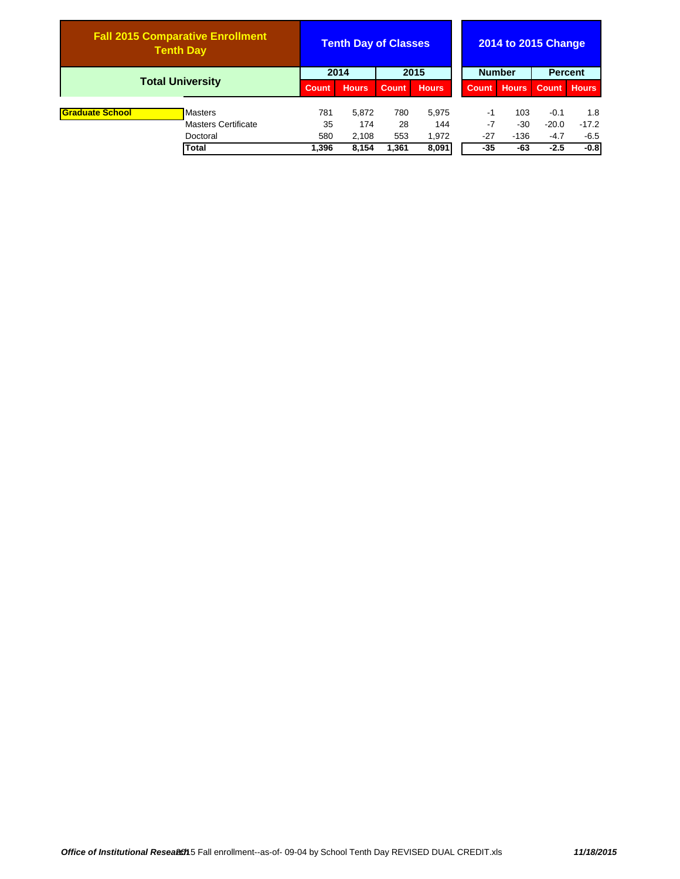| Fall 2015 Comparative Enrollment Tenth Day | | Tenth Day of Classes | | | | 2014 to 2015 Change | | | |
|---|---|---|---|---|---|---|---|---|---|
| Total University | | 2014 | | 2015 | | Number | | Percent | |
| | | Count | Hours | Count | Hours | Count | Hours | Count | Hours |
| Graduate School | Masters | 781 | 5,872 | 780 | 5,975 | -1 | 103 | -0.1 | 1.8 |
| | Masters Certificate | 35 | 174 | 28 | 144 | -7 | -30 | -20.0 | -17.2 |
| | Doctoral | 580 | 2,108 | 553 | 1,972 | -27 | -136 | -4.7 | -6.5 |
| | **Total** | **1,396** | **8,154** | **1,361** | **8,091** | **-35** | **-63** | **-2.5** | **-0.8** |

***Office of Institutional Research*** 2015 Fall enrollment--as-of- 09-04 by School Tenth Day REVISED DUAL CREDIT.xls ***11/18/2015***